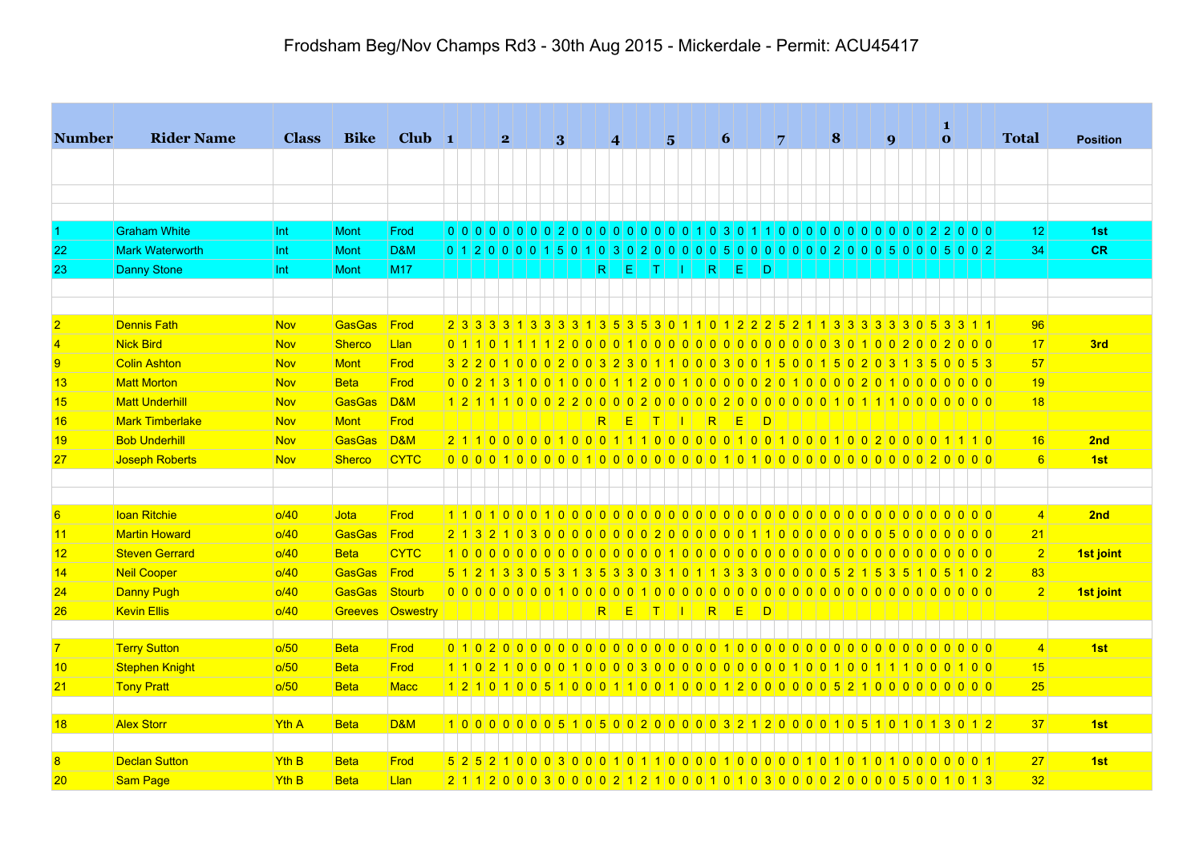# Frodsham Beg/Nov Champs Rd3 - 30th Aug 2015 - Mickerdale - Permit: ACU45417

| Number | Rider Name | Class | Bike | Club | 1 | | | | 2 | | | | 3 | | | | 4 | | | | 5 | | | | 6 | | | | 7 | | | | 8 | | | | 9 | | | | 10 | | | | Total | Position |
|---|---|---|---|---|---|---|---|---|---|---|---|---|---|---|---|---|---|---|---|---|---|---|---|---|---|---|---|---|---|---|---|---|---|---|---|---|---|---|---|---|---|---|---|---|---|---|
| 1 | Graham White | Int | Mont | Frod | 0 | 0 | 0 | 0 | 0 | 0 | 0 | 0 | 2 | 0 | 0 | 0 | 0 | 0 | 0 | 0 | 0 | 0 | 1 | 0 | 3 | 0 | 1 | 1 | 0 | 0 | 0 | 0 | 0 | 0 | 0 | 0 | 0 | 0 | 0 | 2 | 2 | 0 | 0 | 0 | 12 | 1st |
| 22 | Mark Waterworth | Int | Mont | D&M | 0 | 1 | 2 | 0 | 0 | 0 | 0 | 1 | 5 | 0 | 1 | 0 | 3 | 0 | 2 | 0 | 0 | 0 | 0 | 0 | 5 | 0 | 0 | 0 | 0 | 0 | 0 | 0 | 2 | 0 | 0 | 0 | 5 | 0 | 0 | 0 | 5 | 0 | 0 | 2 | 34 | CR |
| 23 | Danny Stone | Int | Mont | M17 | | | | | | | | | | | | R | | E | | T | | I | | R | | E | | D | | | | | | | | | | | | | | | | | | |
| 2 | Dennis Fath | Nov | GasGas | Frod | 2 | 3 | 3 | 3 | 3 | 1 | 3 | 3 | 3 | 3 | 1 | 3 | 5 | 3 | 5 | 3 | 0 | 1 | 1 | 0 | 1 | 2 | 2 | 2 | 5 | 2 | 1 | 1 | 3 | 3 | 3 | 3 | 3 | 3 | 0 | 5 | 3 | 3 | 1 | 1 | 96 | |
| 4 | Nick Bird | Nov | Sherco | Llan | 0 | 1 | 1 | 0 | 1 | 1 | 1 | 1 | 2 | 0 | 0 | 0 | 0 | 1 | 0 | 0 | 0 | 0 | 0 | 0 | 0 | 0 | 0 | 0 | 0 | 0 | 0 | 0 | 3 | 0 | 1 | 0 | 0 | 2 | 0 | 0 | 2 | 0 | 0 | 0 | 17 | 3rd |
| 9 | Colin Ashton | Nov | Mont | Frod | 3 | 2 | 2 | 0 | 1 | 0 | 0 | 0 | 2 | 0 | 0 | 3 | 2 | 3 | 0 | 1 | 1 | 0 | 0 | 0 | 3 | 0 | 0 | 1 | 5 | 0 | 0 | 1 | 5 | 0 | 2 | 0 | 3 | 1 | 3 | 5 | 0 | 0 | 5 | 3 | 57 | |
| 13 | Matt Morton | Nov | Beta | Frod | 0 | 0 | 2 | 1 | 3 | 1 | 0 | 0 | 1 | 0 | 0 | 0 | 1 | 1 | 2 | 0 | 0 | 1 | 0 | 0 | 0 | 0 | 0 | 2 | 0 | 1 | 0 | 0 | 0 | 0 | 2 | 0 | 1 | 0 | 0 | 0 | 0 | 0 | 0 | 0 | 19 | |
| 15 | Matt Underhill | Nov | GasGas | D&M | 1 | 2 | 1 | 1 | 1 | 0 | 0 | 0 | 2 | 2 | 0 | 0 | 0 | 0 | 2 | 0 | 0 | 0 | 0 | 0 | 2 | 0 | 0 | 0 | 0 | 0 | 0 | 0 | 1 | 0 | 1 | 1 | 1 | 0 | 0 | 0 | 0 | 0 | 0 | 0 | 18 | |
| 16 | Mark Timberlake | Nov | Mont | Frod | | | | | | | | | | | | R | | E | | T | | I | | R | | E | | D | | | | | | | | | | | | | | | | | | |
| 19 | Bob Underhill | Nov | GasGas | D&M | 2 | 1 | 1 | 0 | 0 | 0 | 0 | 0 | 1 | 0 | 0 | 0 | 1 | 1 | 1 | 0 | 0 | 0 | 0 | 0 | 0 | 1 | 0 | 0 | 1 | 0 | 0 | 0 | 1 | 0 | 0 | 2 | 0 | 0 | 0 | 0 | 1 | 1 | 1 | 0 | 16 | 2nd |
| 27 | Joseph Roberts | Nov | Sherco | CYTC | 0 | 0 | 0 | 0 | 1 | 0 | 0 | 0 | 0 | 0 | 1 | 0 | 0 | 0 | 0 | 0 | 0 | 0 | 0 | 0 | 1 | 0 | 1 | 0 | 0 | 0 | 0 | 0 | 0 | 0 | 0 | 0 | 0 | 0 | 0 | 0 | 2 | 0 | 0 | 0 | 6 | 1st |
| 6 | Ioan Ritchie | o/40 | Jota | Frod | 1 | 1 | 0 | 1 | 0 | 0 | 0 | 1 | 0 | 0 | 0 | 0 | 0 | 0 | 0 | 0 | 0 | 0 | 0 | 0 | 0 | 0 | 0 | 0 | 0 | 0 | 0 | 0 | 0 | 0 | 0 | 0 | 0 | 0 | 0 | 0 | 0 | 0 | 0 | 0 | 4 | 2nd |
| 11 | Martin Howard | o/40 | GasGas | Frod | 2 | 1 | 3 | 2 | 1 | 0 | 3 | 0 | 0 | 0 | 0 | 0 | 0 | 0 | 0 | 2 | 0 | 0 | 0 | 0 | 0 | 0 | 1 | 1 | 0 | 0 | 0 | 0 | 0 | 0 | 0 | 0 | 5 | 0 | 0 | 0 | 0 | 0 | 0 | 0 | 21 | |
| 12 | Steven Gerrard | o/40 | Beta | CYTC | 1 | 0 | 0 | 0 | 0 | 0 | 0 | 0 | 0 | 0 | 0 | 0 | 0 | 0 | 0 | 0 | 0 | 0 | 1 | 0 | 0 | 0 | 0 | 0 | 0 | 0 | 0 | 0 | 0 | 0 | 0 | 0 | 0 | 0 | 0 | 0 | 0 | 0 | 0 | 0 | 2 | 1st joint |
| 14 | Neil Cooper | o/40 | GasGas | Frod | 5 | 1 | 2 | 1 | 3 | 3 | 0 | 5 | 3 | 1 | 3 | 5 | 3 | 3 | 0 | 3 | 1 | 0 | 1 | 1 | 3 | 3 | 3 | 0 | 0 | 0 | 0 | 0 | 5 | 2 | 1 | 5 | 3 | 5 | 1 | 0 | 5 | 1 | 0 | 2 | 83 | |
| 24 | Danny Pugh | o/40 | GasGas | Stourb | 0 | 0 | 0 | 0 | 0 | 0 | 0 | 0 | 1 | 0 | 0 | 0 | 0 | 0 | 0 | 0 | 1 | 0 | 0 | 0 | 0 | 0 | 0 | 0 | 0 | 0 | 0 | 0 | 0 | 0 | 0 | 0 | 0 | 0 | 0 | 0 | 0 | 0 | 0 | 0 | 2 | 1st joint |
| 26 | Kevin Ellis | o/40 | Greeves | Oswestry | | | | | | | | | | | | R | | E | | T | | I | | R | | E | | D | | | | | | | | | | | | | | | | | | |
| 7 | Terry Sutton | o/50 | Beta | Frod | 0 | 1 | 0 | 2 | 0 | 0 | 0 | 0 | 0 | 0 | 0 | 0 | 0 | 0 | 0 | 0 | 0 | 0 | 0 | 0 | 1 | 0 | 0 | 0 | 0 | 0 | 0 | 0 | 0 | 0 | 0 | 0 | 0 | 0 | 0 | 0 | 0 | 0 | 0 | 0 | 4 | 1st |
| 10 | Stephen Knight | o/50 | Beta | Frod | 1 | 1 | 0 | 2 | 1 | 0 | 0 | 0 | 0 | 1 | 0 | 0 | 0 | 0 | 3 | 0 | 0 | 0 | 0 | 0 | 0 | 0 | 0 | 0 | 0 | 1 | 0 | 0 | 1 | 0 | 0 | 1 | 1 | 1 | 0 | 0 | 0 | 1 | 0 | 0 | 15 | |
| 21 | Tony Pratt | o/50 | Beta | Macc | 1 | 2 | 1 | 0 | 1 | 0 | 0 | 5 | 1 | 0 | 0 | 0 | 1 | 1 | 0 | 0 | 1 | 0 | 0 | 0 | 1 | 2 | 0 | 0 | 0 | 0 | 0 | 0 | 5 | 2 | 1 | 0 | 0 | 0 | 0 | 0 | 0 | 0 | 0 | 0 | 25 | |
| 18 | Alex Storr | Yth A | Beta | D&M | 1 | 0 | 0 | 0 | 0 | 0 | 0 | 0 | 5 | 1 | 0 | 5 | 0 | 0 | 2 | 0 | 0 | 0 | 0 | 0 | 3 | 2 | 1 | 2 | 0 | 0 | 0 | 0 | 1 | 0 | 5 | 1 | 0 | 1 | 0 | 1 | 3 | 0 | 1 | 2 | 37 | 1st |
| 8 | Declan Sutton | Yth B | Beta | Frod | 5 | 2 | 5 | 2 | 1 | 0 | 0 | 0 | 3 | 0 | 0 | 0 | 1 | 0 | 1 | 1 | 0 | 0 | 0 | 0 | 1 | 0 | 0 | 0 | 0 | 0 | 1 | 0 | 1 | 0 | 1 | 0 | 1 | 0 | 0 | 0 | 0 | 0 | 0 | 1 | 27 | 1st |
| 20 | Sam Page | Yth B | Beta | Llan | 2 | 1 | 1 | 2 | 0 | 0 | 0 | 3 | 0 | 0 | 0 | 0 | 2 | 1 | 2 | 1 | 0 | 0 | 0 | 1 | 0 | 1 | 0 | 3 | 0 | 0 | 0 | 0 | 2 | 0 | 0 | 0 | 0 | 5 | 0 | 0 | 1 | 0 | 1 | 3 | 32 | |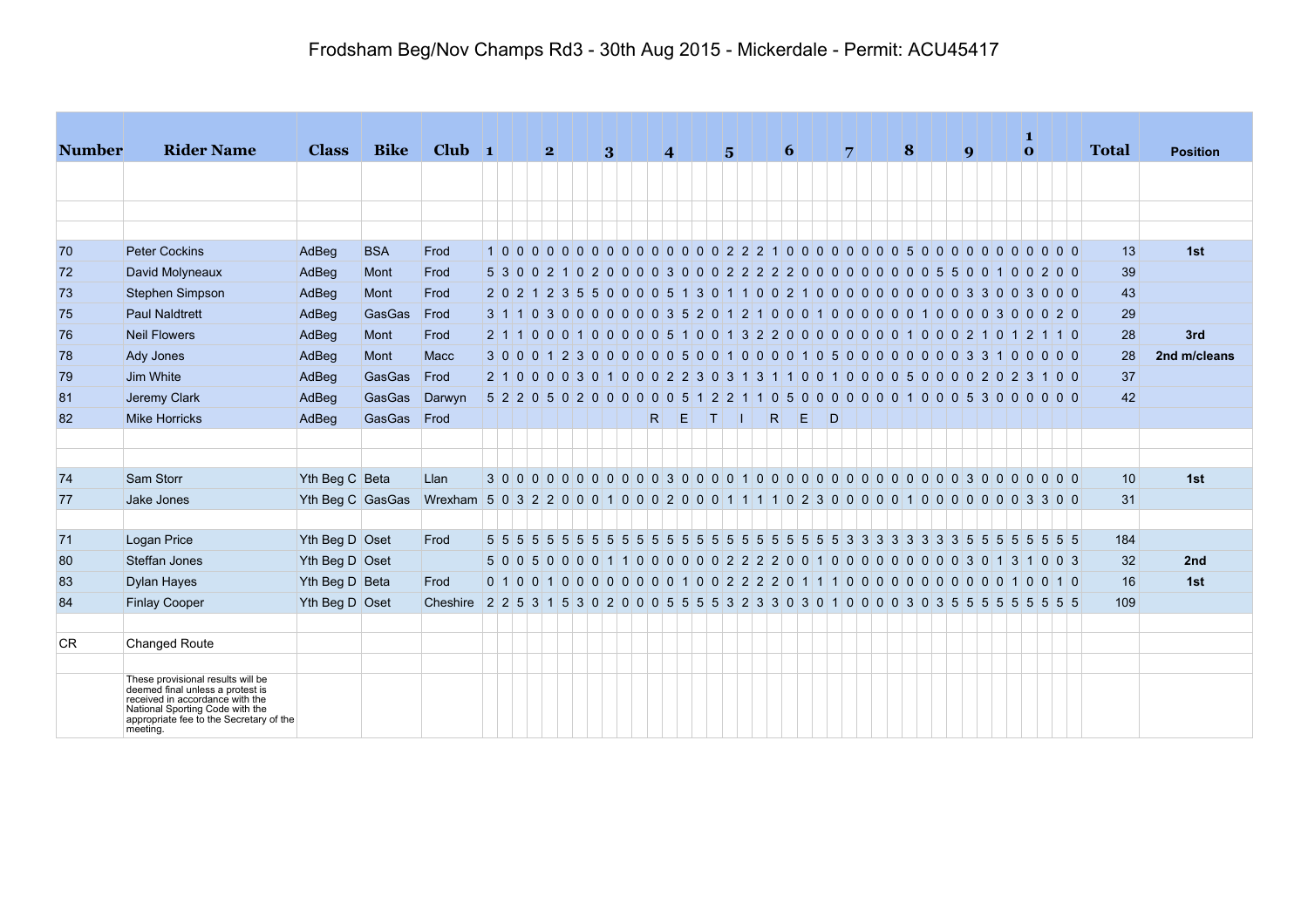# Frodsham Beg/Nov Champs Rd3 - 30th Aug 2015 - Mickerdale - Permit: ACU45417

| Number | Rider Name | Class | Bike | Club | 1 | 2 | 3 | 4 | 5 | 6 | 7 | 8 | 9 | 10 | Total | Position |
|---|---|---|---|---|---|---|---|---|---|---|---|---|---|---|---|---|
| 70 | Peter Cockins | AdBeg | BSA | Frod | 1 0 0 0 | 0 0 0 0 | 0 0 0 0 | 0 0 0 0 | 0 2 2 2 | 1 0 0 0 | 0 0 0 0 | 0 5 0 0 | 0 0 0 0 | 0 0 0 0 | 13 | 1st |
| 72 | David Molyneaux | AdBeg | Mont | Frod | 5 3 0 0 | 2 1 0 2 | 0 0 0 0 | 3 0 0 0 | 2 2 2 2 | 0 0 0 0 | 0 0 0 0 | 0 0 5 5 | 0 0 1 0 | 0 2 0 0 | 39 | |
| 73 | Stephen Simpson | AdBeg | Mont | Frod | 2 0 2 1 | 2 3 5 5 | 0 0 0 0 | 5 1 3 0 | 1 1 0 0 | 2 1 0 0 | 0 0 0 0 | 0 0 0 0 | 3 3 0 0 | 3 0 0 0 | 43 | |
| 75 | Paul Naldtrett | AdBeg | GasGas | Frod | 3 1 1 0 | 3 0 0 0 | 0 0 0 0 | 3 5 2 0 | 1 2 1 0 | 0 0 1 0 | 0 0 0 0 | 0 1 0 0 | 0 0 3 0 | 0 0 2 0 | 29 | |
| 76 | Neil Flowers | AdBeg | Mont | Frod | 2 1 1 0 | 0 0 1 0 | 0 0 0 0 | 5 1 0 0 | 1 3 2 2 | 0 0 0 0 | 0 0 0 0 | 1 0 0 0 | 2 1 0 1 | 2 1 1 0 | 28 | 3rd |
| 78 | Ady Jones | AdBeg | Mont | Macc | 3 0 0 0 | 1 2 3 0 | 0 0 0 0 | 0 0 5 0 | 0 1 0 0 | 0 0 1 0 | 5 0 0 0 | 0 0 0 0 | 0 3 3 1 | 0 0 0 0 | 28 | 2nd m/cleans |
| 79 | Jim White | AdBeg | GasGas | Frod | 2 1 0 0 | 0 0 3 0 | 1 0 0 0 | 2 2 3 0 | 3 1 3 1 | 1 0 0 1 | 0 0 0 0 | 5 0 0 0 | 0 2 0 2 | 3 1 0 0 | 37 | |
| 81 | Jeremy Clark | AdBeg | GasGas | Darwyn | 5 2 2 0 | 5 0 2 0 | 0 0 0 0 | 0 0 5 1 | 2 2 1 1 | 0 5 0 0 | 0 0 0 0 | 0 0 1 0 | 0 0 5 3 | 0 0 0 0 | 42 | |
| 82 | Mike Horricks | AdBeg | GasGas | Frod | | | | R | E | T I | R | E | D | | | |
| | | | | | | | | | | | | | | | | |
| 74 | Sam Storr | Yth Beg C | Beta | Llan | 3 0 0 0 | 0 0 0 0 | 0 0 0 0 | 3 0 0 0 | 0 1 0 0 | 0 0 0 0 | 0 0 0 0 | 0 0 0 0 | 3 0 0 0 | 0 0 0 0 | 10 | 1st |
| 77 | Jake Jones | Yth Beg C | GasGas | Wrexham | 5 0 3 2 | 2 0 0 0 | 1 0 0 0 | 2 0 0 0 | 1 1 1 1 | 0 2 3 0 | 0 0 0 0 | 1 0 0 0 | 0 0 0 0 | 3 3 0 0 | 31 | |
| | | | | | | | | | | | | | | | | |
| 71 | Logan Price | Yth Beg D | Oset | Frod | 5 5 5 5 | 5 5 5 5 | 5 5 5 5 | 5 5 5 5 | 5 5 5 5 | 5 5 5 5 | 3 3 3 3 | 3 3 3 3 | 5 5 5 5 | 5 5 5 5 | 184 | |
| 80 | Steffan Jones | Yth Beg D | Oset | | 5 0 0 5 | 0 0 0 0 | 1 1 0 0 | 0 0 0 0 | 2 2 2 2 | 0 0 1 0 | 0 0 0 0 | 0 0 0 0 | 3 0 1 3 | 1 0 0 3 | 32 | 2nd |
| 83 | Dylan Hayes | Yth Beg D | Beta | Frod | 0 1 0 0 | 1 0 0 0 | 0 0 0 0 | 0 1 0 0 | 2 2 2 2 | 0 1 1 1 | 0 0 0 0 | 0 0 0 0 | 0 0 0 1 | 0 0 1 0 | 16 | 1st |
| 84 | Finlay Cooper | Yth Beg D | Oset | Cheshire | 2 2 5 3 | 1 5 3 0 | 2 0 0 0 | 5 5 5 5 | 3 2 3 3 | 0 3 0 1 | 0 0 0 0 | 3 0 3 5 | 5 5 5 5 | 5 5 5 5 | 109 | |
| | | | | | | | | | | | | | | | | |
| CR | Changed Route | | | | | | | | | | | | | | | |
| | | | | | | | | | | | | | | | | |
| | These provisional results will be deemed final unless a protest is received in accordance with the National Sporting Code with the appropriate fee to the Secretary of the meeting. | | | | | | | | | | | | | | | |